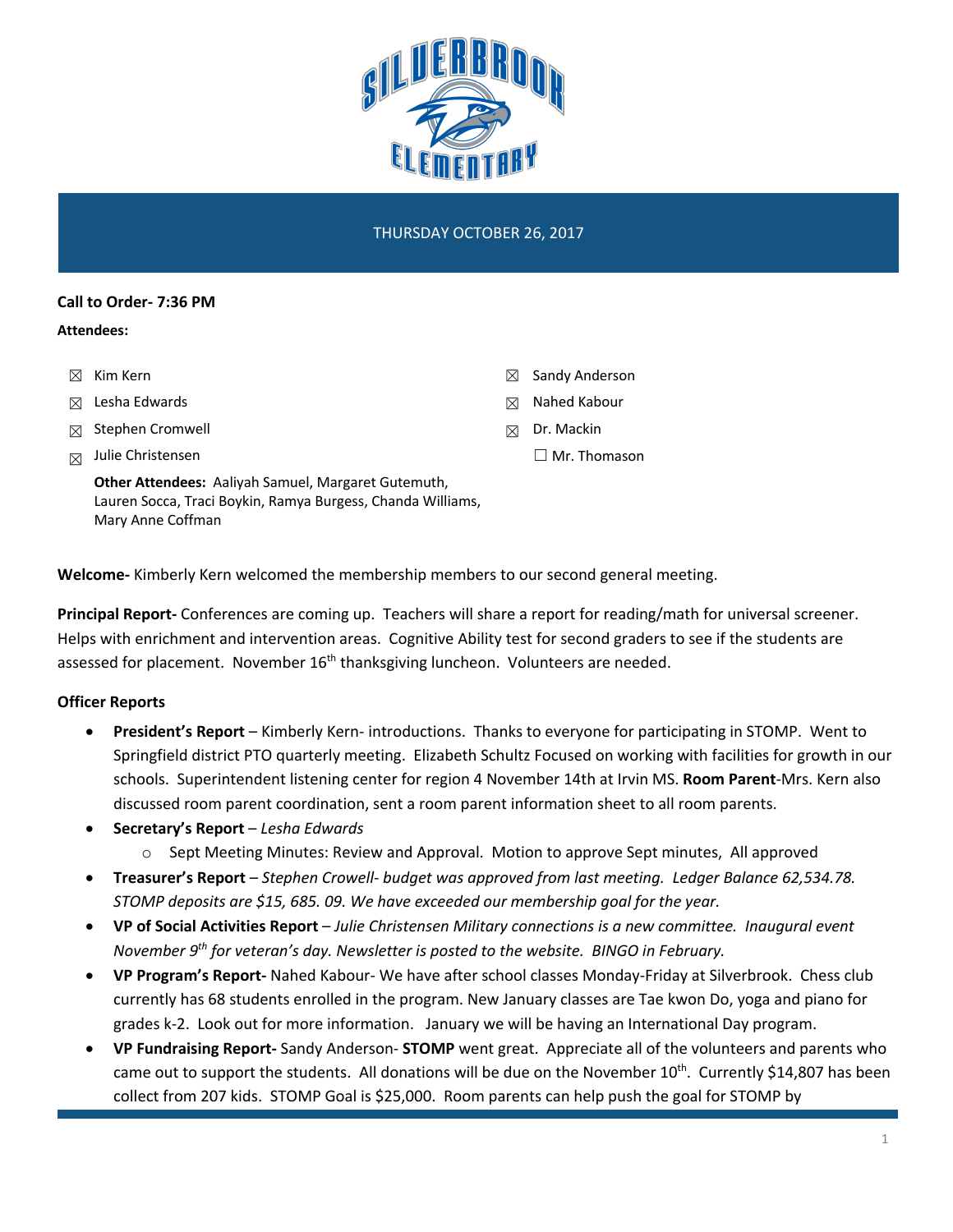THURSDAY OCTOBER 26, 2017

**Call to Order- 7:36 PM**

**Attendees:**

- ☒ Kim Kern
- ☒ Lesha Edwards
- ☒ Stephen Cromwell
- ☒ Julie Christensen
- ☒ Sandy Anderson
- ☒ Nahed Kabour
- ☒ Dr. Mackin
- ☐ Mr. Thomason

**Other Attendees:** Aaliyah Samuel, Margaret Gutemuth, Lauren Socca, Traci Boykin, Ramya Burgess, Chanda Williams, Mary Anne Coffman

**Welcome-** Kimberly Kern welcomed the membership members to our second general meeting.

**Principal Report-** Conferences are coming up. Teachers will share a report for reading/math for universal screener. Helps with enrichment and intervention areas. Cognitive Ability test for second graders to see if the students are assessed for placement. November 16th thanksgiving luncheon. Volunteers are needed.

**Officer Reports**

- **President's Report** – Kimberly Kern- introductions. Thanks to everyone for participating in STOMP. Went to Springfield district PTO quarterly meeting. Elizabeth Schultz Focused on working with facilities for growth in our schools. Superintendent listening center for region 4 November 14th at Irvin MS. **Room Parent**-Mrs. Kern also discussed room parent coordination, sent a room parent information sheet to all room parents.
- **Secretary's Report** – *Lesha Edwards*
  - Sept Meeting Minutes: Review and Approval. Motion to approve Sept minutes, All approved
- **Treasurer's Report** – *Stephen Crowell- budget was approved from last meeting. Ledger Balance 62,534.78. STOMP deposits are $15, 685. 09. We have exceeded our membership goal for the year.*
- **VP of Social Activities Report** – *Julie Christensen Military connections is a new committee. Inaugural event November 9th for veteran's day. Newsletter is posted to the website. BINGO in February.*
- **VP Program's Report-** Nahed Kabour- We have after school classes Monday-Friday at Silverbrook. Chess club currently has 68 students enrolled in the program. New January classes are Tae kwon Do, yoga and piano for grades k-2. Look out for more information. January we will be having an International Day program.
- **VP Fundraising Report-** Sandy Anderson- **STOMP** went great. Appreciate all of the volunteers and parents who came out to support the students. All donations will be due on the November 10th. Currently $14,807 has been collect from 207 kids. STOMP Goal is $25,000. Room parents can help push the goal for STOMP by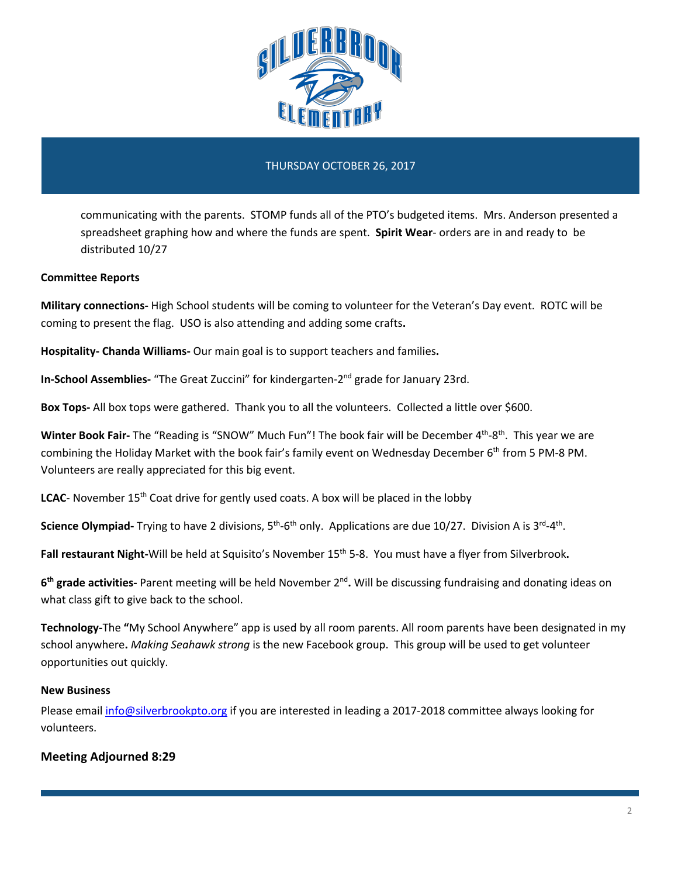THURSDAY OCTOBER 26, 2017

communicating with the parents. STOMP funds all of the PTO's budgeted items. Mrs. Anderson presented a spreadsheet graphing how and where the funds are spent. **Spirit Wear**- orders are in and ready to be distributed 10/27

**Committee Reports**

**Military connections-** High School students will be coming to volunteer for the Veteran's Day event. ROTC will be coming to present the flag. USO is also attending and adding some crafts**.**

**Hospitality- Chanda Williams-** Our main goal is to support teachers and families**.**

**In-School Assemblies-** "The Great Zuccini" for kindergarten-2nd grade for January 23rd.

**Box Tops-** All box tops were gathered. Thank you to all the volunteers. Collected a little over $600.

**Winter Book Fair-** The "Reading is "SNOW" Much Fun"! The book fair will be December 4th-8th. This year we are combining the Holiday Market with the book fair's family event on Wednesday December 6th from 5 PM-8 PM. Volunteers are really appreciated for this big event.

**LCAC**- November 15th Coat drive for gently used coats. A box will be placed in the lobby

**Science Olympiad-** Trying to have 2 divisions, 5th-6th only. Applications are due 10/27. Division A is 3rd-4th.

**Fall restaurant Night-**Will be held at Squisito's November 15th 5-8. You must have a flyer from Silverbrook**.**

**6th grade activities-** Parent meeting will be held November 2nd**.** Will be discussing fundraising and donating ideas on what class gift to give back to the school.

**Technology-**The **"**My School Anywhere" app is used by all room parents. All room parents have been designated in my school anywhere**.** *Making Seahawk strong* is the new Facebook group. This group will be used to get volunteer opportunities out quickly.

**New Business**

Please email info@silverbrookpto.org if you are interested in leading a 2017-2018 committee always looking for volunteers.

**Meeting Adjourned 8:29**